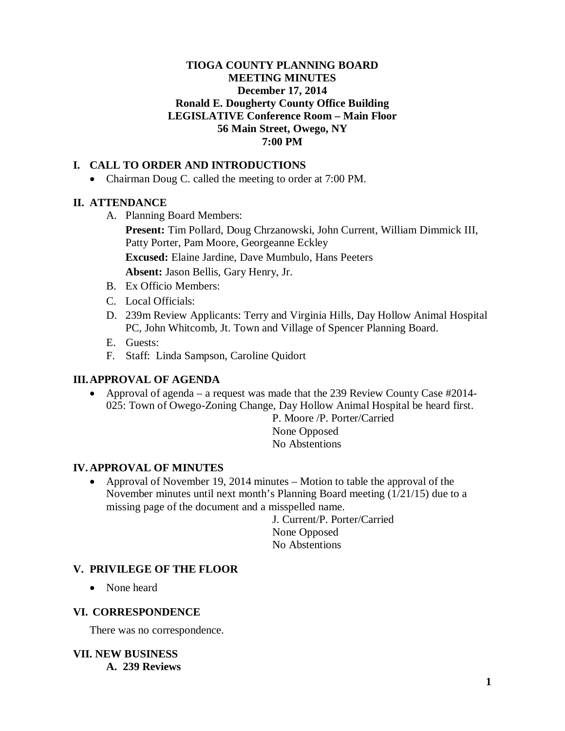# TIOGA COUNTY PLANNING BOARD
# MEETING MINUTES
## December 17, 2014
## Ronald E. Dougherty County Office Building
## LEGISLATIVE Conference Room – Main Floor
## 56 Main Street, Owego, NY
## 7:00 PM

## I. CALL TO ORDER AND INTRODUCTIONS

- Chairman Doug C. called the meeting to order at 7:00 PM.

## II. ATTENDANCE

A. Planning Board Members:

**Present:** Tim Pollard, Doug Chrzanowski, John Current, William Dimmick III, Patty Porter, Pam Moore, Georgeanne Eckley

**Excused:** Elaine Jardine, Dave Mumbulo, Hans Peeters

**Absent:** Jason Bellis, Gary Henry, Jr.

B. Ex Officio Members:

C. Local Officials:

D. 239m Review Applicants: Terry and Virginia Hills, Day Hollow Animal Hospital PC, John Whitcomb, Jt. Town and Village of Spencer Planning Board.

E. Guests:

F. Staff: Linda Sampson, Caroline Quidort

## III. APPROVAL OF AGENDA

- Approval of agenda – a request was made that the 239 Review County Case #2014-025: Town of Owego-Zoning Change, Day Hollow Animal Hospital be heard first.

P. Moore /P. Porter/Carried
None Opposed
No Abstentions

## IV. APPROVAL OF MINUTES

- Approval of November 19, 2014 minutes – Motion to table the approval of the November minutes until next month's Planning Board meeting (1/21/15) due to a missing page of the document and a misspelled name.

J. Current/P. Porter/Carried
None Opposed
No Abstentions

## V. PRIVILEGE OF THE FLOOR

- None heard

## VI. CORRESPONDENCE

There was no correspondence.

## VII. NEW BUSINESS

### A. 239 Reviews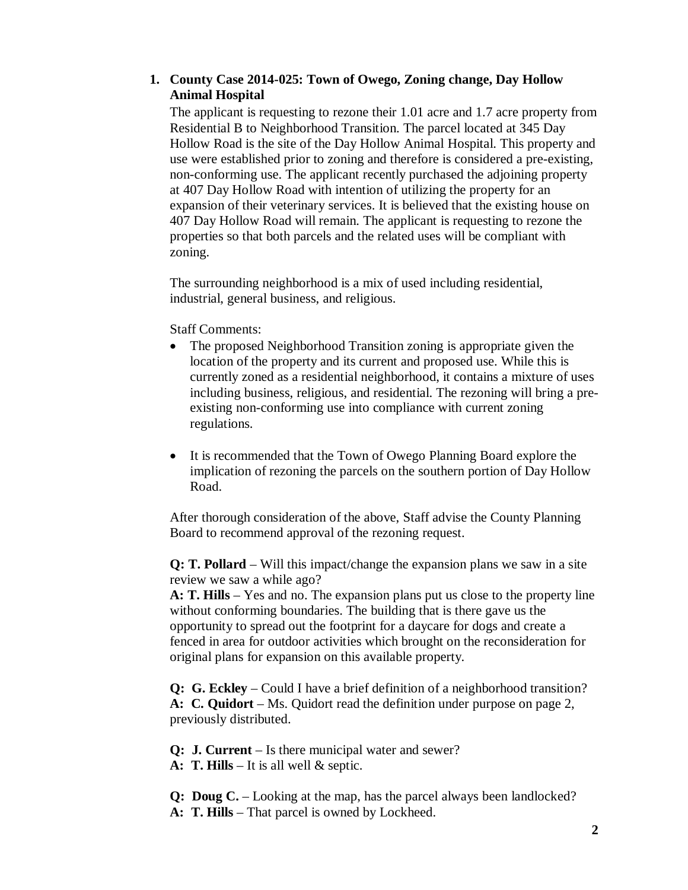1. **County Case 2014-025: Town of Owego, Zoning change, Day Hollow Animal Hospital**

   The applicant is requesting to rezone their 1.01 acre and 1.7 acre property from Residential B to Neighborhood Transition. The parcel located at 345 Day Hollow Road is the site of the Day Hollow Animal Hospital. This property and use were established prior to zoning and therefore is considered a pre-existing, non-conforming use. The applicant recently purchased the adjoining property at 407 Day Hollow Road with intention of utilizing the property for an expansion of their veterinary services. It is believed that the existing house on 407 Day Hollow Road will remain. The applicant is requesting to rezone the properties so that both parcels and the related uses will be compliant with zoning.

   The surrounding neighborhood is a mix of used including residential, industrial, general business, and religious.

   Staff Comments:

   - The proposed Neighborhood Transition zoning is appropriate given the location of the property and its current and proposed use. While this is currently zoned as a residential neighborhood, it contains a mixture of uses including business, religious, and residential. The rezoning will bring a pre-existing non-conforming use into compliance with current zoning regulations.

   - It is recommended that the Town of Owego Planning Board explore the implication of rezoning the parcels on the southern portion of Day Hollow Road.

   After thorough consideration of the above, Staff advise the County Planning Board to recommend approval of the rezoning request.

   **Q: T. Pollard** – Will this impact/change the expansion plans we saw in a site review we saw a while ago?
   **A: T. Hills** – Yes and no. The expansion plans put us close to the property line without conforming boundaries. The building that is there gave us the opportunity to spread out the footprint for a daycare for dogs and create a fenced in area for outdoor activities which brought on the reconsideration for original plans for expansion on this available property.

   **Q: G. Eckley** – Could I have a brief definition of a neighborhood transition?
   **A: C. Quidort** – Ms. Quidort read the definition under purpose on page 2, previously distributed.

   **Q: J. Current** – Is there municipal water and sewer?
   **A: T. Hills** – It is all well & septic.

   **Q: Doug C.** – Looking at the map, has the parcel always been landlocked?
   **A: T. Hills** – That parcel is owned by Lockheed.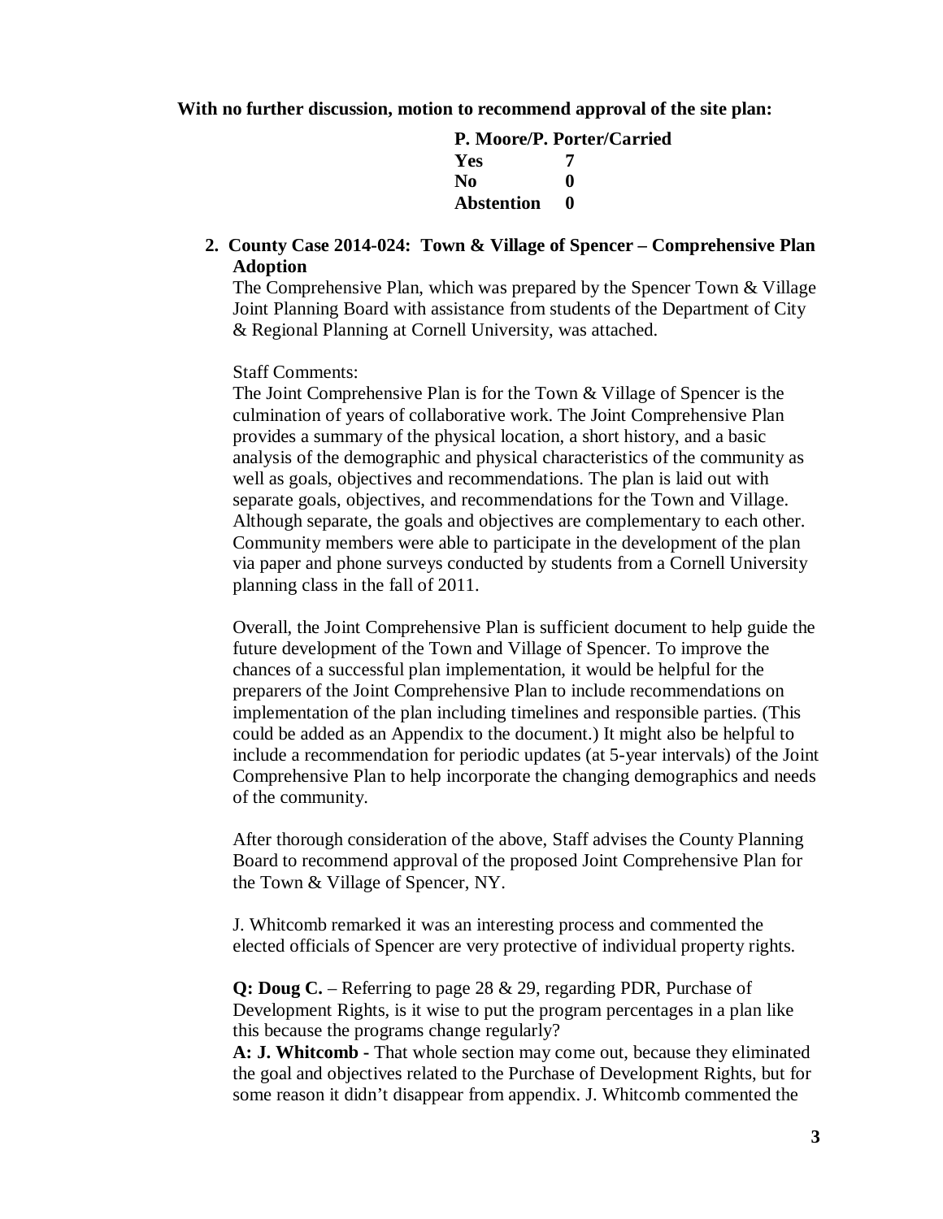**With no further discussion, motion to recommend approval of the site plan:**

| **P. Moore/P. Porter/Carried** | |
|---|---|
| **Yes** | **7** |
| **No** | **0** |
| **Abstention** | **0** |

2. **County Case 2014-024: Town & Village of Spencer – Comprehensive Plan Adoption**

   The Comprehensive Plan, which was prepared by the Spencer Town & Village Joint Planning Board with assistance from students of the Department of City & Regional Planning at Cornell University, was attached.

   Staff Comments:
   The Joint Comprehensive Plan is for the Town & Village of Spencer is the culmination of years of collaborative work. The Joint Comprehensive Plan provides a summary of the physical location, a short history, and a basic analysis of the demographic and physical characteristics of the community as well as goals, objectives and recommendations. The plan is laid out with separate goals, objectives, and recommendations for the Town and Village. Although separate, the goals and objectives are complementary to each other. Community members were able to participate in the development of the plan via paper and phone surveys conducted by students from a Cornell University planning class in the fall of 2011.

   Overall, the Joint Comprehensive Plan is sufficient document to help guide the future development of the Town and Village of Spencer. To improve the chances of a successful plan implementation, it would be helpful for the preparers of the Joint Comprehensive Plan to include recommendations on implementation of the plan including timelines and responsible parties. (This could be added as an Appendix to the document.) It might also be helpful to include a recommendation for periodic updates (at 5-year intervals) of the Joint Comprehensive Plan to help incorporate the changing demographics and needs of the community.

   After thorough consideration of the above, Staff advises the County Planning Board to recommend approval of the proposed Joint Comprehensive Plan for the Town & Village of Spencer, NY.

   J. Whitcomb remarked it was an interesting process and commented the elected officials of Spencer are very protective of individual property rights.

   **Q: Doug C.** – Referring to page 28 & 29, regarding PDR, Purchase of Development Rights, is it wise to put the program percentages in a plan like this because the programs change regularly?
   **A: J. Whitcomb** - That whole section may come out, because they eliminated the goal and objectives related to the Purchase of Development Rights, but for some reason it didn't disappear from appendix. J. Whitcomb commented the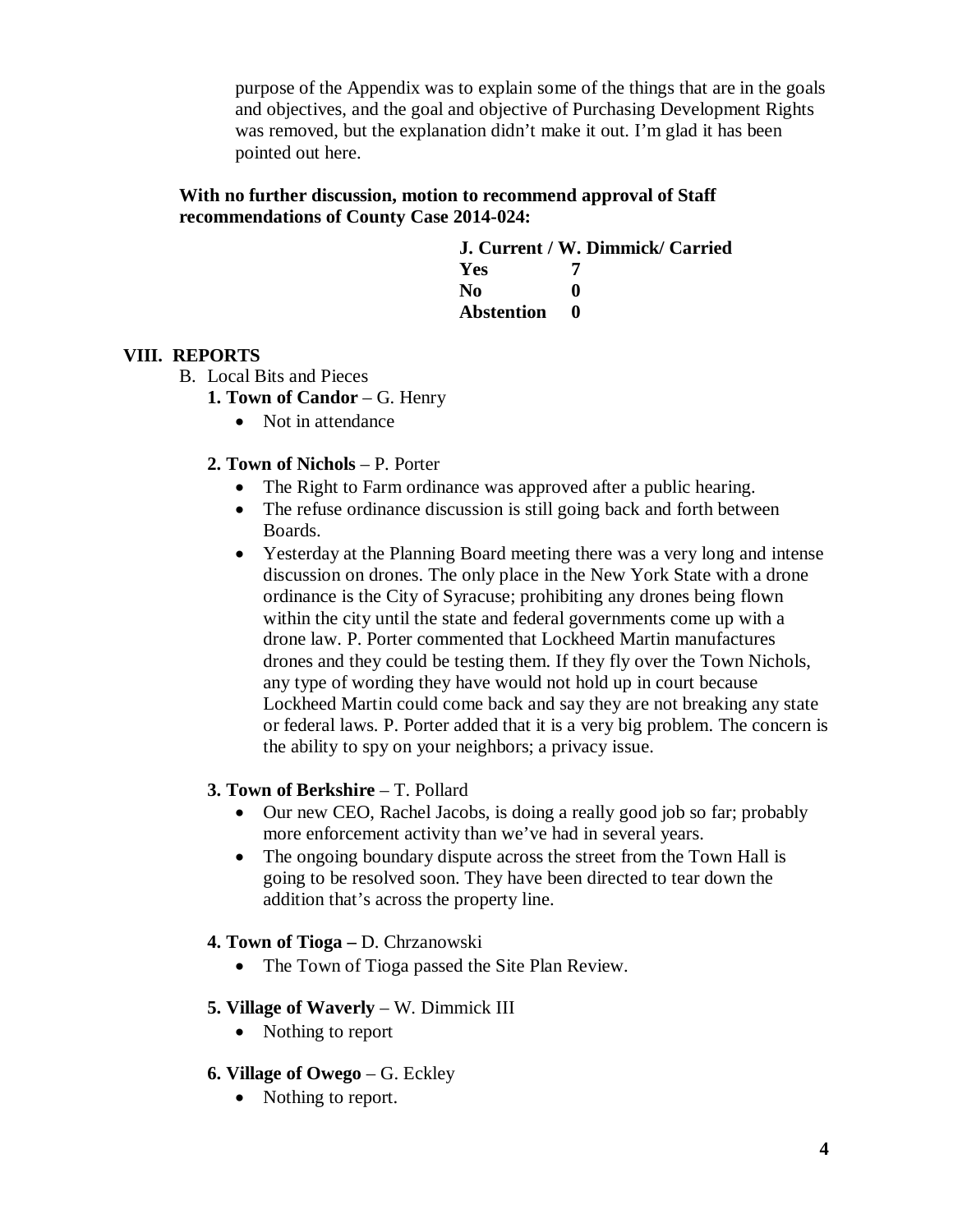purpose of the Appendix was to explain some of the things that are in the goals and objectives, and the goal and objective of Purchasing Development Rights was removed, but the explanation didn't make it out. I'm glad it has been pointed out here.

**With no further discussion, motion to recommend approval of Staff recommendations of County Case 2014-024:**

**J. Current / W. Dimmick/ Carried**

| | |
|---|---|
| **Yes** | **7** |
| **No** | **0** |
| **Abstention** | **0** |

## VIII. REPORTS

B. Local Bits and Pieces

**1. Town of Candor** – G. Henry

- Not in attendance

**2. Town of Nichols** – P. Porter

- The Right to Farm ordinance was approved after a public hearing.
- The refuse ordinance discussion is still going back and forth between Boards.
- Yesterday at the Planning Board meeting there was a very long and intense discussion on drones. The only place in the New York State with a drone ordinance is the City of Syracuse; prohibiting any drones being flown within the city until the state and federal governments come up with a drone law. P. Porter commented that Lockheed Martin manufactures drones and they could be testing them. If they fly over the Town Nichols, any type of wording they have would not hold up in court because Lockheed Martin could come back and say they are not breaking any state or federal laws. P. Porter added that it is a very big problem. The concern is the ability to spy on your neighbors; a privacy issue.

**3. Town of Berkshire** – T. Pollard

- Our new CEO, Rachel Jacobs, is doing a really good job so far; probably more enforcement activity than we've had in several years.
- The ongoing boundary dispute across the street from the Town Hall is going to be resolved soon. They have been directed to tear down the addition that's across the property line.

**4. Town of Tioga –** D. Chrzanowski

- The Town of Tioga passed the Site Plan Review.

**5. Village of Waverly** – W. Dimmick III

- Nothing to report

**6. Village of Owego** – G. Eckley

- Nothing to report.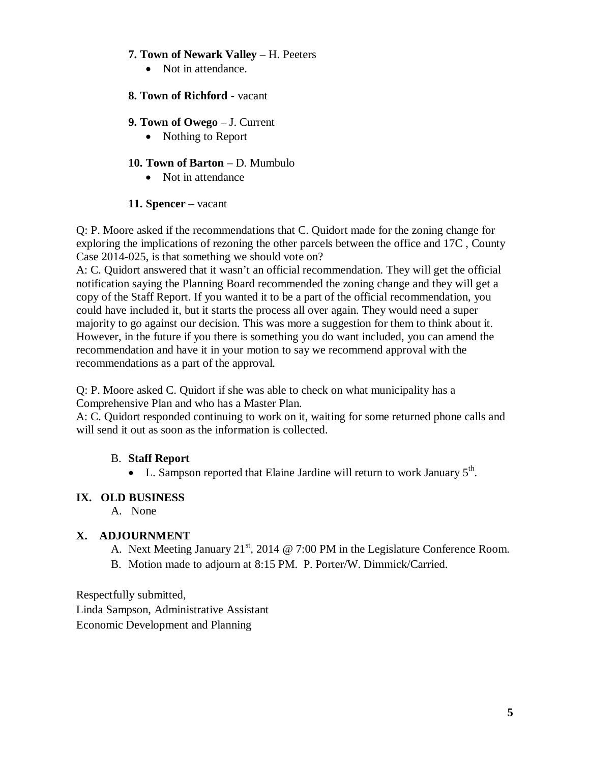**7. Town of Newark Valley** – H. Peeters

- Not in attendance.

**8. Town of Richford** - vacant

**9. Town of Owego** – J. Current

- Nothing to Report

**10. Town of Barton** – D. Mumbulo

- Not in attendance

**11. Spencer** – vacant

Q: P. Moore asked if the recommendations that C. Quidort made for the zoning change for exploring the implications of rezoning the other parcels between the office and 17C , County Case 2014-025, is that something we should vote on?
A: C. Quidort answered that it wasn't an official recommendation. They will get the official notification saying the Planning Board recommended the zoning change and they will get a copy of the Staff Report. If you wanted it to be a part of the official recommendation, you could have included it, but it starts the process all over again. They would need a super majority to go against our decision. This was more a suggestion for them to think about it. However, in the future if you there is something you do want included, you can amend the recommendation and have it in your motion to say we recommend approval with the recommendations as a part of the approval.

Q: P. Moore asked C. Quidort if she was able to check on what municipality has a Comprehensive Plan and who has a Master Plan.
A: C. Quidort responded continuing to work on it, waiting for some returned phone calls and will send it out as soon as the information is collected.

B. **Staff Report**

- L. Sampson reported that Elaine Jardine will return to work January 5th.

## IX. OLD BUSINESS

A. None

## X. ADJOURNMENT

A. Next Meeting January 21st, 2014 @ 7:00 PM in the Legislature Conference Room.
B. Motion made to adjourn at 8:15 PM. P. Porter/W. Dimmick/Carried.

Respectfully submitted,
Linda Sampson, Administrative Assistant
Economic Development and Planning